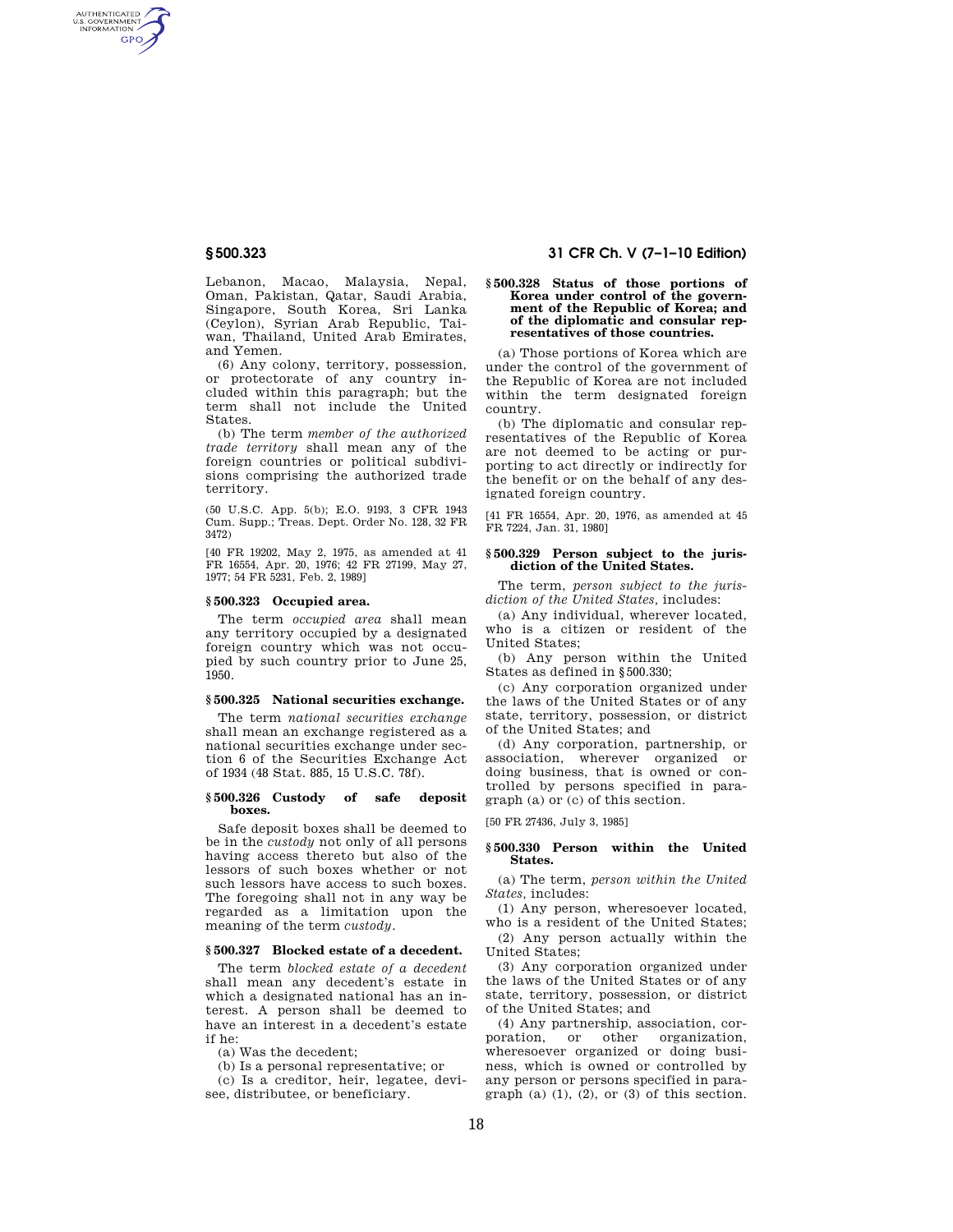Lebanon, Macao, Malaysia, Nepal, Oman, Pakistan, Qatar, Saudi Arabia, Singapore, South Korea, Sri Lanka (Ceylon), Syrian Arab Republic, Taiwan, Thailand, United Arab Emirates, and Yemen.

(6) Any colony, territory, possession, or protectorate of any country included within this paragraph; but the term shall not include the United States.

(b) The term *member of the authorized trade territory* shall mean any of the foreign countries or political subdivisions comprising the authorized trade territory.

(50 U.S.C. App. 5(b); E.O. 9193, 3 CFR 1943 Cum. Supp.; Treas. Dept. Order No. 128, 32 FR 3472)

[40 FR 19202, May 2, 1975, as amended at 41 FR 16554, Apr. 20, 1976; 42 FR 27199, May 27, 1977; 54 FR 5231, Feb. 2, 1989]

### § 500.323 Occupied area.

The term *occupied area* shall mean any territory occupied by a designated foreign country which was not occupied by such country prior to June 25, 1950.

### § 500.325 National securities exchange.

The term *national securities exchange* shall mean an exchange registered as a national securities exchange under section 6 of the Securities Exchange Act of 1934 (48 Stat. 885, 15 U.S.C. 78f).

### § 500.326 Custody of safe deposit boxes.

Safe deposit boxes shall be deemed to be in the *custody* not only of all persons having access thereto but also of the lessors of such boxes whether or not such lessors have access to such boxes. The foregoing shall not in any way be regarded as a limitation upon the meaning of the term *custody*.

### § 500.327 Blocked estate of a decedent.

The term *blocked estate of a decedent* shall mean any decedent's estate in which a designated national has an interest. A person shall be deemed to have an interest in a decedent's estate if he:

(a) Was the decedent;

(b) Is a personal representative; or

(c) Is a creditor, heir, legatee, devisee, distributee, or beneficiary.

### § 500.328 Status of those portions of Korea under control of the government of the Republic of Korea; and of the diplomatic and consular representatives of those countries.

(a) Those portions of Korea which are under the control of the government of the Republic of Korea are not included within the term designated foreign country.

(b) The diplomatic and consular representatives of the Republic of Korea are not deemed to be acting or purporting to act directly or indirectly for the benefit or on the behalf of any designated foreign country.

[41 FR 16554, Apr. 20, 1976, as amended at 45 FR 7224, Jan. 31, 1980]

### § 500.329 Person subject to the jurisdiction of the United States.

The term, *person subject to the jurisdiction of the United States*, includes:

(a) Any individual, wherever located, who is a citizen or resident of the United States;

(b) Any person within the United States as defined in § 500.330;

(c) Any corporation organized under the laws of the United States or of any state, territory, possession, or district of the United States; and

(d) Any corporation, partnership, or association, wherever organized or doing business, that is owned or controlled by persons specified in paragraph (a) or (c) of this section.

[50 FR 27436, July 3, 1985]

### § 500.330 Person within the United States.

(a) The term, *person within the United States*, includes:

(1) Any person, wheresoever located, who is a resident of the United States;

(2) Any person actually within the United States;

(3) Any corporation organized under the laws of the United States or of any state, territory, possession, or district of the United States; and

(4) Any partnership, association, corporation, or other organization, wheresoever organized or doing business, which is owned or controlled by any person or persons specified in paragraph (a) (1), (2), or (3) of this section.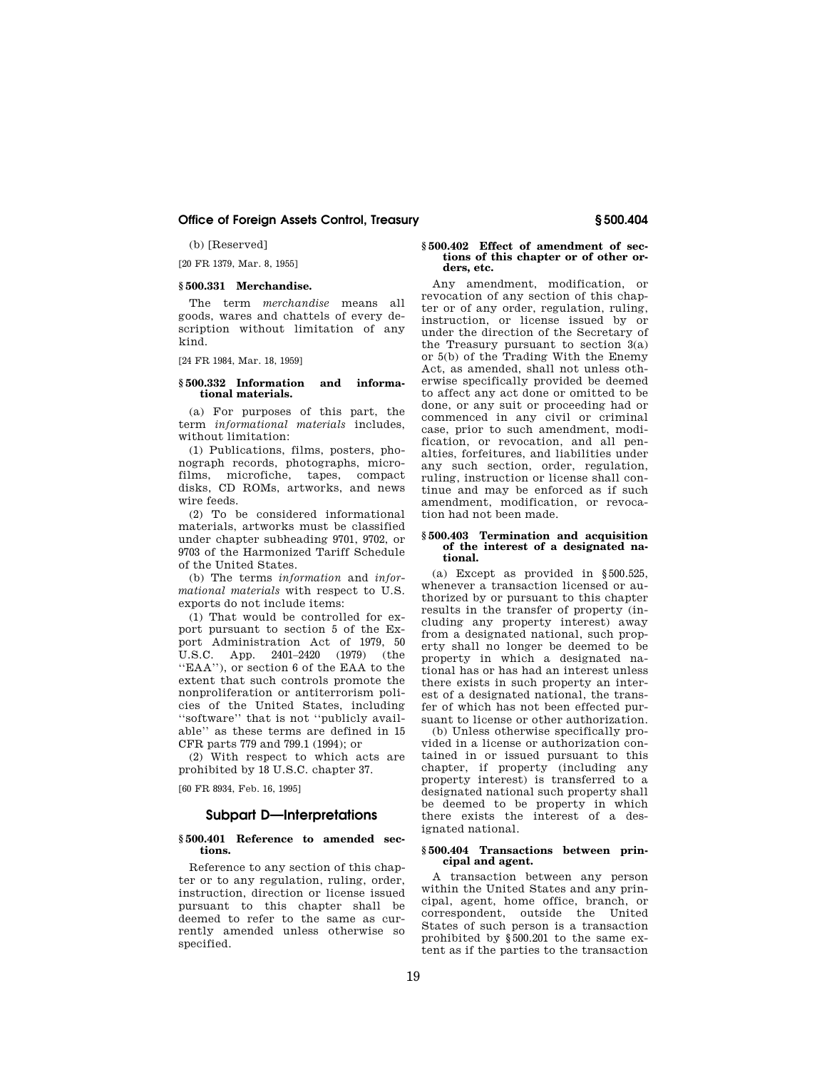(b) [Reserved]

[20 FR 1379, Mar. 8, 1955]

### § 500.331 Merchandise.

The term *merchandise* means all goods, wares and chattels of every description without limitation of any kind.

[24 FR 1984, Mar. 18, 1959]

### § 500.332 Information and informational materials.

(a) For purposes of this part, the term *informational materials* includes, without limitation:

(1) Publications, films, posters, phonograph records, photographs, microfilms, microfiche, tapes, compact disks, CD ROMs, artworks, and news wire feeds.

(2) To be considered informational materials, artworks must be classified under chapter subheading 9701, 9702, or 9703 of the Harmonized Tariff Schedule of the United States.

(b) The terms *information* and *informational materials* with respect to U.S. exports do not include items:

(1) That would be controlled for export pursuant to section 5 of the Export Administration Act of 1979, 50 U.S.C. App. 2401–2420 (1979) (the ''EAA''), or section 6 of the EAA to the extent that such controls promote the nonproliferation or antiterrorism policies of the United States, including ''software'' that is not ''publicly available'' as these terms are defined in 15 CFR parts 779 and 799.1 (1994); or

(2) With respect to which acts are prohibited by 18 U.S.C. chapter 37.

[60 FR 8934, Feb. 16, 1995]

## Subpart D—Interpretations

### § 500.401 Reference to amended sections.

Reference to any section of this chapter or to any regulation, ruling, order, instruction, direction or license issued pursuant to this chapter shall be deemed to refer to the same as currently amended unless otherwise so specified.

### § 500.402 Effect of amendment of sections of this chapter or of other orders, etc.

Any amendment, modification, or revocation of any section of this chapter or of any order, regulation, ruling, instruction, or license issued by or under the direction of the Secretary of the Treasury pursuant to section 3(a) or 5(b) of the Trading With the Enemy Act, as amended, shall not unless otherwise specifically provided be deemed to affect any act done or omitted to be done, or any suit or proceeding had or commenced in any civil or criminal case, prior to such amendment, modification, or revocation, and all penalties, forfeitures, and liabilities under any such section, order, regulation, ruling, instruction or license shall continue and may be enforced as if such amendment, modification, or revocation had not been made.

### § 500.403 Termination and acquisition of the interest of a designated national.

(a) Except as provided in § 500.525, whenever a transaction licensed or authorized by or pursuant to this chapter results in the transfer of property (including any property interest) away from a designated national, such property shall no longer be deemed to be property in which a designated national has or has had an interest unless there exists in such property an interest of a designated national, the transfer of which has not been effected pursuant to license or other authorization.

(b) Unless otherwise specifically provided in a license or authorization contained in or issued pursuant to this chapter, if property (including any property interest) is transferred to a designated national such property shall be deemed to be property in which there exists the interest of a designated national.

### § 500.404 Transactions between principal and agent.

A transaction between any person within the United States and any principal, agent, home office, branch, or correspondent, outside the United States of such person is a transaction prohibited by § 500.201 to the same extent as if the parties to the transaction